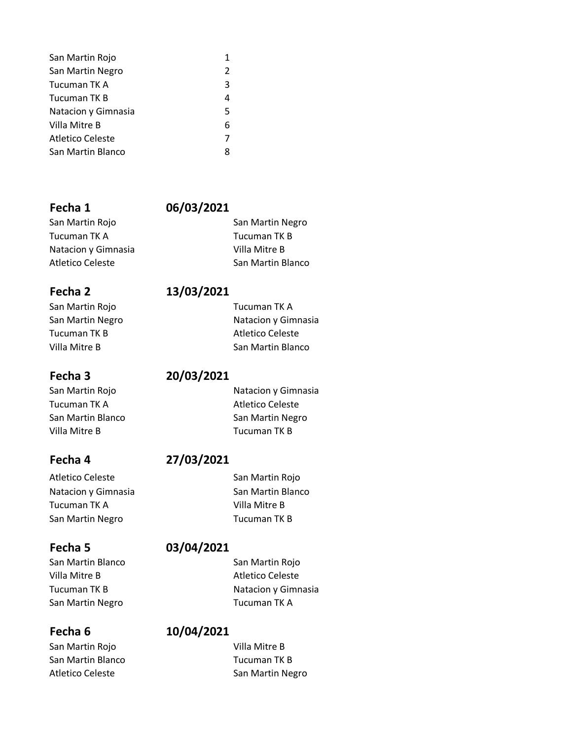| | |
|---|---|
| San Martin Rojo | 1 |
| San Martin Negro | 2 |
| Tucuman TK A | 3 |
| Tucuman TK B | 4 |
| Natacion y Gimnasia | 5 |
| Villa Mitre B | 6 |
| Atletico Celeste | 7 |
| San Martin Blanco | 8 |

## Fecha 1 — 06/03/2021

| | |
|---|---|
| San Martin Rojo | San Martin Negro |
| Tucuman TK A | Tucuman TK B |
| Natacion y Gimnasia | Villa Mitre B |
| Atletico Celeste | San Martin Blanco |

## Fecha 2 — 13/03/2021

| | |
|---|---|
| San Martin Rojo | Tucuman TK A |
| San Martin Negro | Natacion y Gimnasia |
| Tucuman TK B | Atletico Celeste |
| Villa Mitre B | San Martin Blanco |

## Fecha 3 — 20/03/2021

| | |
|---|---|
| San Martin Rojo | Natacion y Gimnasia |
| Tucuman TK A | Atletico Celeste |
| San Martin Blanco | San Martin Negro |
| Villa Mitre B | Tucuman TK B |

## Fecha 4 — 27/03/2021

| | |
|---|---|
| Atletico Celeste | San Martin Rojo |
| Natacion y Gimnasia | San Martin Blanco |
| Tucuman TK A | Villa Mitre B |
| San Martin Negro | Tucuman TK B |

## Fecha 5 — 03/04/2021

| | |
|---|---|
| San Martin Blanco | San Martin Rojo |
| Villa Mitre B | Atletico Celeste |
| Tucuman TK B | Natacion y Gimnasia |
| San Martin Negro | Tucuman TK A |

## Fecha 6 — 10/04/2021

| | |
|---|---|
| San Martin Rojo | Villa Mitre B |
| San Martin Blanco | Tucuman TK B |
| Atletico Celeste | San Martin Negro |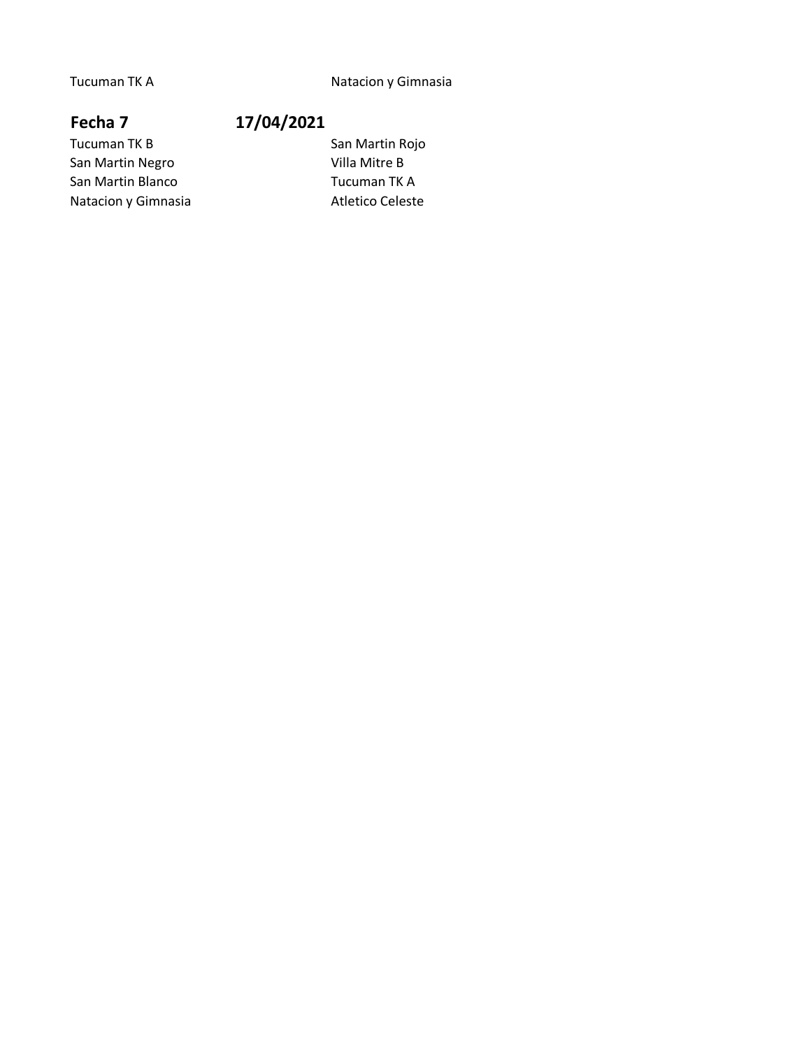| | |
|---|---|
| Tucuman TK A | Natacion y Gimnasia |

**Fecha 7** **17/04/2021**

| | |
|---|---|
| Tucuman TK B | San Martin Rojo |
| San Martin Negro | Villa Mitre B |
| San Martin Blanco | Tucuman TK A |
| Natacion y Gimnasia | Atletico Celeste |